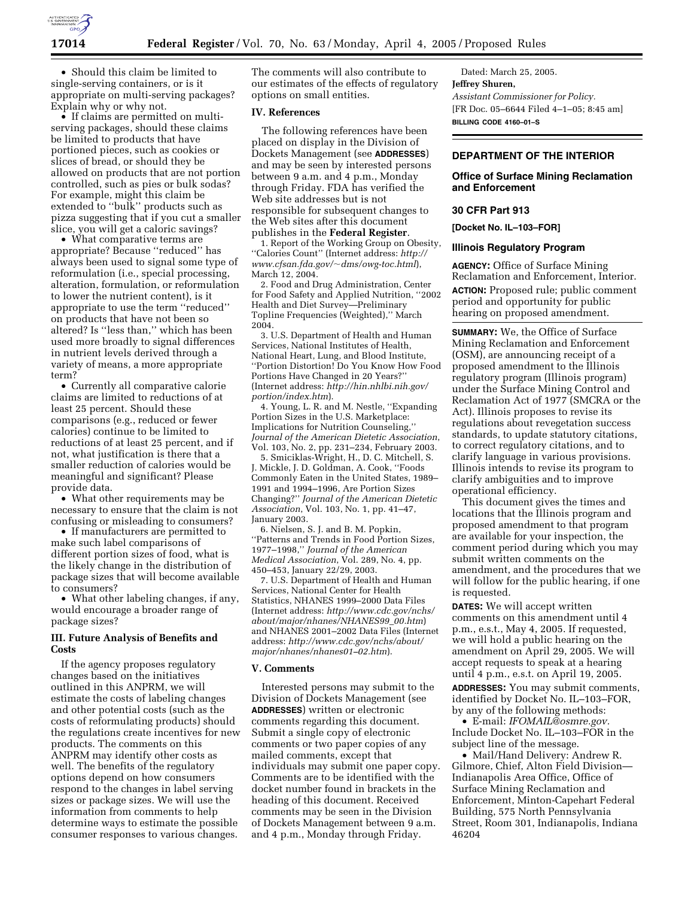- Should this claim be limited to single-serving containers, or is it appropriate on multi-serving packages? Explain why or why not.
- If claims are permitted on multi-serving packages, should these claims be limited to products that have portioned pieces, such as cookies or slices of bread, or should they be allowed on products that are not portion controlled, such as pies or bulk sodas? For example, might this claim be extended to ''bulk'' products such as pizza suggesting that if you cut a smaller slice, you will get a caloric savings?
- What comparative terms are appropriate? Because ''reduced'' has always been used to signal some type of reformulation (i.e., special processing, alteration, formulation, or reformulation to lower the nutrient content), is it appropriate to use the term ''reduced'' on products that have not been so altered? Is ''less than,'' which has been used more broadly to signal differences in nutrient levels derived through a variety of means, a more appropriate term?
- Currently all comparative calorie claims are limited to reductions of at least 25 percent. Should these comparisons (e.g., reduced or fewer calories) continue to be limited to reductions of at least 25 percent, and if not, what justification is there that a smaller reduction of calories would be meaningful and significant? Please provide data.
- What other requirements may be necessary to ensure that the claim is not confusing or misleading to consumers?
- If manufacturers are permitted to make such label comparisons of different portion sizes of food, what is the likely change in the distribution of package sizes that will become available to consumers?
- What other labeling changes, if any, would encourage a broader range of package sizes?

## III. Future Analysis of Benefits and Costs

If the agency proposes regulatory changes based on the initiatives outlined in this ANPRM, we will estimate the costs of labeling changes and other potential costs (such as the costs of reformulating products) should the regulations create incentives for new products. The comments on this ANPRM may identify other costs as well. The benefits of the regulatory options depend on how consumers respond to the changes in label serving sizes or package sizes. We will use the information from comments to help determine ways to estimate the possible consumer responses to various changes. The comments will also contribute to our estimates of the effects of regulatory options on small entities.

## IV. References

The following references have been placed on display in the Division of Dockets Management (see **ADDRESSES**) and may be seen by interested persons between 9 a.m. and 4 p.m., Monday through Friday. FDA has verified the Web site addresses but is not responsible for subsequent changes to the Web sites after this document publishes in the **Federal Register**.

1. Report of the Working Group on Obesity, ''Calories Count'' (Internet address: *http://www.cfsan.fda.gov/~dms/owg-toc.html*), March 12, 2004.

2. Food and Drug Administration, Center for Food Safety and Applied Nutrition, ''2002 Health and Diet Survey—Preliminary Topline Frequencies (Weighted),'' March 2004.

3. U.S. Department of Health and Human Services, National Institutes of Health, National Heart, Lung, and Blood Institute, ''Portion Distortion! Do You Know How Food Portions Have Changed in 20 Years?'' (Internet address: *http://hin.nhlbi.nih.gov/portion/index.htm*).

4. Young, L. R. and M. Nestle, ''Expanding Portion Sizes in the U.S. Marketplace: Implications for Nutrition Counseling,'' *Journal of the American Dietetic Association*, Vol. 103, No. 2, pp. 231–234, February 2003.

5. Smiciklas-Wright, H., D. C. Mitchell, S. J. Mickle, J. D. Goldman, A. Cook, ''Foods Commonly Eaten in the United States, 1989–1991 and 1994–1996, Are Portion Sizes Changing?'' *Journal of the American Dietetic Association*, Vol. 103, No. 1, pp. 41–47, January 2003.

6. Nielsen, S. J. and B. M. Popkin, ''Patterns and Trends in Food Portion Sizes, 1977–1998,'' *Journal of the American Medical Association*, Vol. 289, No. 4, pp. 450–453, January 22/29, 2003.

7. U.S. Department of Health and Human Services, National Center for Health Statistics, NHANES 1999–2000 Data Files (Internet address: *http://www.cdc.gov/nchs/about/major/nhanes/NHANES99_00.htm*) and NHANES 2001–2002 Data Files (Internet address: *http://www.cdc.gov/nchs/about/major/nhanes/nhanes01–02.htm*).

## V. Comments

Interested persons may submit to the Division of Dockets Management (see **ADDRESSES**) written or electronic comments regarding this document. Submit a single copy of electronic comments or two paper copies of any mailed comments, except that individuals may submit one paper copy. Comments are to be identified with the docket number found in brackets in the heading of this document. Received comments may be seen in the Division of Dockets Management between 9 a.m. and 4 p.m., Monday through Friday.

Dated: March 25, 2005.

**Jeffrey Shuren,**

*Assistant Commissioner for Policy.*

[FR Doc. 05–6644 Filed 4–1–05; 8:45 am]

**BILLING CODE 4160–01–S**

---

# DEPARTMENT OF THE INTERIOR

## Office of Surface Mining Reclamation and Enforcement

### 30 CFR Part 913

**[Docket No. IL–103–FOR]**

### Illinois Regulatory Program

**AGENCY:** Office of Surface Mining Reclamation and Enforcement, Interior.

**ACTION:** Proposed rule; public comment period and opportunity for public hearing on proposed amendment.

**SUMMARY:** We, the Office of Surface Mining Reclamation and Enforcement (OSM), are announcing receipt of a proposed amendment to the Illinois regulatory program (Illinois program) under the Surface Mining Control and Reclamation Act of 1977 (SMCRA or the Act). Illinois proposes to revise its regulations about revegetation success standards, to update statutory citations, to correct regulatory citations, and to clarify language in various provisions. Illinois intends to revise its program to clarify ambiguities and to improve operational efficiency.

This document gives the times and locations that the Illinois program and proposed amendment to that program are available for your inspection, the comment period during which you may submit written comments on the amendment, and the procedures that we will follow for the public hearing, if one is requested.

**DATES:** We will accept written comments on this amendment until 4 p.m., e.s.t., May 4, 2005. If requested, we will hold a public hearing on the amendment on April 29, 2005. We will accept requests to speak at a hearing until 4 p.m., e.s.t. on April 19, 2005.

**ADDRESSES:** You may submit comments, identified by Docket No. IL–103–FOR, by any of the following methods:

- E-mail: *IFOMAIL@osmre.gov.* Include Docket No. IL–103–FOR in the subject line of the message.
- Mail/Hand Delivery: Andrew R. Gilmore, Chief, Alton Field Division—Indianapolis Area Office, Office of Surface Mining Reclamation and Enforcement, Minton-Capehart Federal Building, 575 North Pennsylvania Street, Room 301, Indianapolis, Indiana 46204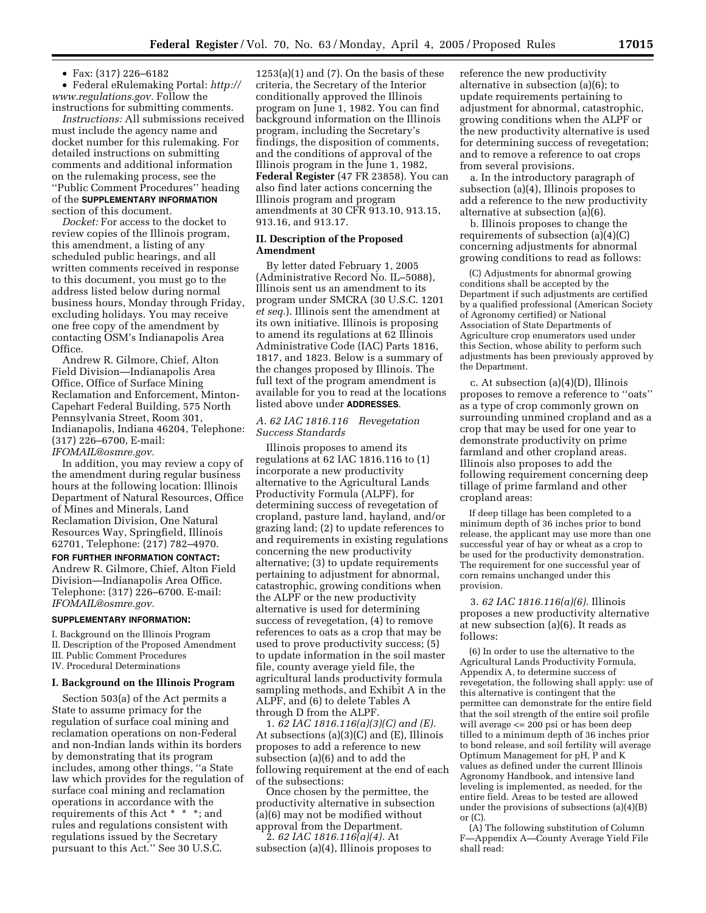- Fax: (317) 226–6182
- Federal eRulemaking Portal: *http://www.regulations.gov.* Follow the instructions for submitting comments.

*Instructions:* All submissions received must include the agency name and docket number for this rulemaking. For detailed instructions on submitting comments and additional information on the rulemaking process, see the ''Public Comment Procedures'' heading of the **SUPPLEMENTARY INFORMATION** section of this document.

*Docket:* For access to the docket to review copies of the Illinois program, this amendment, a listing of any scheduled public hearings, and all written comments received in response to this document, you must go to the address listed below during normal business hours, Monday through Friday, excluding holidays. You may receive one free copy of the amendment by contacting OSM's Indianapolis Area Office.

Andrew R. Gilmore, Chief, Alton Field Division—Indianapolis Area Office, Office of Surface Mining Reclamation and Enforcement, Minton-Capehart Federal Building, 575 North Pennsylvania Street, Room 301, Indianapolis, Indiana 46204, Telephone: (317) 226–6700, E-mail: *IFOMAIL@osmre.gov.*

In addition, you may review a copy of the amendment during regular business hours at the following location: Illinois Department of Natural Resources, Office of Mines and Minerals, Land Reclamation Division, One Natural Resources Way, Springfield, Illinois 62701, Telephone: (217) 782–4970.

**FOR FURTHER INFORMATION CONTACT:** Andrew R. Gilmore, Chief, Alton Field Division—Indianapolis Area Office. Telephone: (317) 226–6700. E-mail: *IFOMAIL@osmre.gov.*

**SUPPLEMENTARY INFORMATION:**

I. Background on the Illinois Program
II. Description of the Proposed Amendment
III. Public Comment Procedures
IV. Procedural Determinations

## I. Background on the Illinois Program

Section 503(a) of the Act permits a State to assume primacy for the regulation of surface coal mining and reclamation operations on non-Federal and non-Indian lands within its borders by demonstrating that its program includes, among other things, ''a State law which provides for the regulation of surface coal mining and reclamation operations in accordance with the requirements of this Act * * *; and rules and regulations consistent with regulations issued by the Secretary pursuant to this Act.'' See 30 U.S.C. 1253(a)(1) and (7). On the basis of these criteria, the Secretary of the Interior conditionally approved the Illinois program on June 1, 1982. You can find background information on the Illinois program, including the Secretary's findings, the disposition of comments, and the conditions of approval of the Illinois program in the June 1, 1982, **Federal Register** (47 FR 23858). You can also find later actions concerning the Illinois program and program amendments at 30 CFR 913.10, 913.15, 913.16, and 913.17.

## II. Description of the Proposed Amendment

By letter dated February 1, 2005 (Administrative Record No. IL–5088), Illinois sent us an amendment to its program under SMCRA (30 U.S.C. 1201 *et seq.*). Illinois sent the amendment at its own initiative. Illinois is proposing to amend its regulations at 62 Illinois Administrative Code (IAC) Parts 1816, 1817, and 1823. Below is a summary of the changes proposed by Illinois. The full text of the program amendment is available for you to read at the locations listed above under **ADDRESSES**.

### *A. 62 IAC 1816.116 Revegetation Success Standards*

Illinois proposes to amend its regulations at 62 IAC 1816.116 to (1) incorporate a new productivity alternative to the Agricultural Lands Productivity Formula (ALPF), for determining success of revegetation of cropland, pasture land, hayland, and/or grazing land; (2) to update references to and requirements in existing regulations concerning the new productivity alternative; (3) to update requirements pertaining to adjustment for abnormal, catastrophic, growing conditions when the ALPF or the new productivity alternative is used for determining success of revegetation, (4) to remove references to oats as a crop that may be used to prove productivity success; (5) to update information in the soil master file, county average yield file, the agricultural lands productivity formula sampling methods, and Exhibit A in the ALPF, and (6) to delete Tables A through D from the ALPF.

1. *62 IAC 1816.116(a)(3)(C) and (E).* At subsections (a)(3)(C) and (E), Illinois proposes to add a reference to new subsection (a)(6) and to add the following requirement at the end of each of the subsections:

Once chosen by the permittee, the productivity alternative in subsection (a)(6) may not be modified without approval from the Department.

2. *62 IAC 1816.116(a)(4).* At subsection (a)(4), Illinois proposes to reference the new productivity alternative in subsection (a)(6); to update requirements pertaining to adjustment for abnormal, catastrophic, growing conditions when the ALPF or the new productivity alternative is used for determining success of revegetation; and to remove a reference to oat crops from several provisions.

a. In the introductory paragraph of subsection (a)(4), Illinois proposes to add a reference to the new productivity alternative at subsection (a)(6).

b. Illinois proposes to change the requirements of subsection (a)(4)(C) concerning adjustments for abnormal growing conditions to read as follows:

> (C) Adjustments for abnormal growing conditions shall be accepted by the Department if such adjustments are certified by a qualified professional (American Society of Agronomy certified) or National Association of State Departments of Agriculture crop enumerators used under this Section, whose ability to perform such adjustments has been previously approved by the Department.

c. At subsection (a)(4)(D), Illinois proposes to remove a reference to ''oats'' as a type of crop commonly grown on surrounding unmined cropland and as a crop that may be used for one year to demonstrate productivity on prime farmland and other cropland areas. Illinois also proposes to add the following requirement concerning deep tillage of prime farmland and other cropland areas:

> If deep tillage has been completed to a minimum depth of 36 inches prior to bond release, the applicant may use more than one successful year of hay or wheat as a crop to be used for the productivity demonstration. The requirement for one successful year of corn remains unchanged under this provision.

3. *62 IAC 1816.116(a)(6).* Illinois proposes a new productivity alternative at new subsection (a)(6). It reads as follows:

> (6) In order to use the alternative to the Agricultural Lands Productivity Formula, Appendix A, to determine success of revegetation, the following shall apply: use of this alternative is contingent that the permittee can demonstrate for the entire field that the soil strength of the entire soil profile will average <= 200 psi or has been deep tilled to a minimum depth of 36 inches prior to bond release, and soil fertility will average Optimum Management for pH, P and K values as defined under the current Illinois Agronomy Handbook, and intensive land leveling is implemented, as needed, for the entire field. Areas to be tested are allowed under the provisions of subsections (a)(4)(B) or (C).
>
> (A) The following substitution of Column F—Appendix A—County Average Yield File shall read: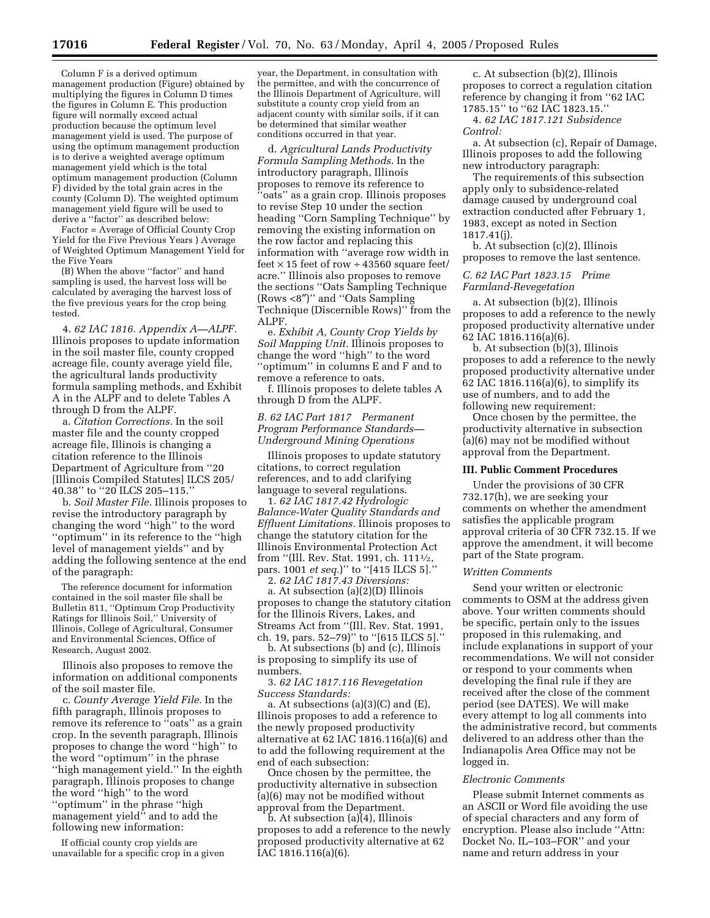Column F is a derived optimum management production (Figure) obtained by multiplying the figures in Column D times the figures in Column E. This production figure will normally exceed actual production because the optimum level management yield is used. The purpose of using the optimum management production is to derive a weighted average optimum management yield which is the total optimum management production (Column F) divided by the total grain acres in the county (Column D). The weighted optimum management yield figure will be used to derive a ''factor'' as described below:

Factor = Average of Official County Crop Yield for the Five Previous Years ) Average of Weighted Optimum Management Yield for the Five Years

(B) When the above ''factor'' and hand sampling is used, the harvest loss will be calculated by averaging the harvest loss of the five previous years for the crop being tested.

4. *62 IAC 1816. Appendix A—ALPF.* Illinois proposes to update information in the soil master file, county cropped acreage file, county average yield file, the agricultural lands productivity formula sampling methods, and Exhibit A in the ALPF and to delete Tables A through D from the ALPF.

a. *Citation Corrections.* In the soil master file and the county cropped acreage file, Illinois is changing a citation reference to the Illinois Department of Agriculture from ''20 [Illinois Compiled Statutes] ILCS 205/40.38'' to ''20 ILCS 205–115.''

b. *Soil Master File.* Illinois proposes to revise the introductory paragraph by changing the word ''high'' to the word ''optimum'' in its reference to the ''high level of management yields'' and by adding the following sentence at the end of the paragraph:

The reference document for information contained in the soil master file shall be Bulletin 811, ''Optimum Crop Productivity Ratings for Illinois Soil,'' University of Illinois, College of Agricultural, Consumer and Environmental Sciences, Office of Research, August 2002.

Illinois also proposes to remove the information on additional components of the soil master file.

c. *County Average Yield File.* In the fifth paragraph, Illinois proposes to remove its reference to ''oats'' as a grain crop. In the seventh paragraph, Illinois proposes to change the word ''high'' to the word ''optimum'' in the phrase ''high management yield.'' In the eighth paragraph, Illinois proposes to change the word ''high'' to the word ''optimum'' in the phrase ''high management yield'' and to add the following new information:

If official county crop yields are unavailable for a specific crop in a given year, the Department, in consultation with the permittee, and with the concurrence of the Illinois Department of Agriculture, will substitute a county crop yield from an adjacent county with similar soils, if it can be determined that similar weather conditions occurred in that year.

d. *Agricultural Lands Productivity Formula Sampling Methods.* In the introductory paragraph, Illinois proposes to remove its reference to ''oats'' as a grain crop. Illinois proposes to revise Step 10 under the section heading ''Corn Sampling Technique'' by removing the existing information on the row factor and replacing this information with ''average row width in feet × 15 feet of row ÷ 43560 square feet/acre.'' Illinois also proposes to remove the sections ''Oats Sampling Technique (Rows <8″)'' and ''Oats Sampling Technique (Discernible Rows)'' from the ALPF.

e. *Exhibit A, County Crop Yields by Soil Mapping Unit.* Illinois proposes to change the word ''high'' to the word ''optimum'' in columns E and F and to remove a reference to oats.

f. Illinois proposes to delete tables A through D from the ALPF.

### *B. 62 IAC Part 1817 Permanent Program Performance Standards—Underground Mining Operations*

Illinois proposes to update statutory citations, to correct regulation references, and to add clarifying language to several regulations.

1. *62 IAC 1817.42 Hydrologic Balance-Water Quality Standards and Effluent Limitations.* Illinois proposes to change the statutory citation for the Illinois Environmental Protection Act from ''(Ill. Rev. Stat. 1991, ch. 111½, pars. 1001 *et seq.*)'' to ''[415 ILCS 5].''

2. *62 IAC 1817.43 Diversions:*

a. At subsection (a)(2)(D) Illinois proposes to change the statutory citation for the Illinois Rivers, Lakes, and Streams Act from ''(Ill. Rev. Stat. 1991, ch. 19, pars. 52–79)'' to ''[615 ILCS 5].''

b. At subsections (b) and (c), Illinois is proposing to simplify its use of numbers.

3. *62 IAC 1817.116 Revegetation Success Standards:*

a. At subsections (a)(3)(C) and (E), Illinois proposes to add a reference to the newly proposed productivity alternative at 62 IAC 1816.116(a)(6) and to add the following requirement at the end of each subsection:

Once chosen by the permittee, the productivity alternative in subsection (a)(6) may not be modified without approval from the Department.

b. At subsection (a)(4), Illinois proposes to add a reference to the newly proposed productivity alternative at 62 IAC 1816.116(a)(6).

c. At subsection (b)(2), Illinois proposes to correct a regulation citation reference by changing it from ''62 IAC 1785.15'' to ''62 IAC 1823.15.''

4. *62 IAC 1817.121 Subsidence Control:*

a. At subsection (c), Repair of Damage, Illinois proposes to add the following new introductory paragraph:

The requirements of this subsection apply only to subsidence-related damage caused by underground coal extraction conducted after February 1, 1983, except as noted in Section 1817.41(j).

b. At subsection (c)(2), Illinois proposes to remove the last sentence.

### *C. 62 IAC Part 1823.15 Prime Farmland-Revegetation*

a. At subsection (b)(2), Illinois proposes to add a reference to the newly proposed productivity alternative under 62 IAC 1816.116(a)(6).

b. At subsection (b)(3), Illinois proposes to add a reference to the newly proposed productivity alternative under 62 IAC 1816.116(a)(6), to simplify its use of numbers, and to add the following new requirement:

Once chosen by the permittee, the productivity alternative in subsection (a)(6) may not be modified without approval from the Department.

## III. Public Comment Procedures

Under the provisions of 30 CFR 732.17(h), we are seeking your comments on whether the amendment satisfies the applicable program approval criteria of 30 CFR 732.15. If we approve the amendment, it will become part of the State program.

### *Written Comments*

Send your written or electronic comments to OSM at the address given above. Your written comments should be specific, pertain only to the issues proposed in this rulemaking, and include explanations in support of your recommendations. We will not consider or respond to your comments when developing the final rule if they are received after the close of the comment period (see DATES). We will make every attempt to log all comments into the administrative record, but comments delivered to an address other than the Indianapolis Area Office may not be logged in.

### *Electronic Comments*

Please submit Internet comments as an ASCII or Word file avoiding the use of special characters and any form of encryption. Please also include ''Attn: Docket No. IL–103–FOR'' and your name and return address in your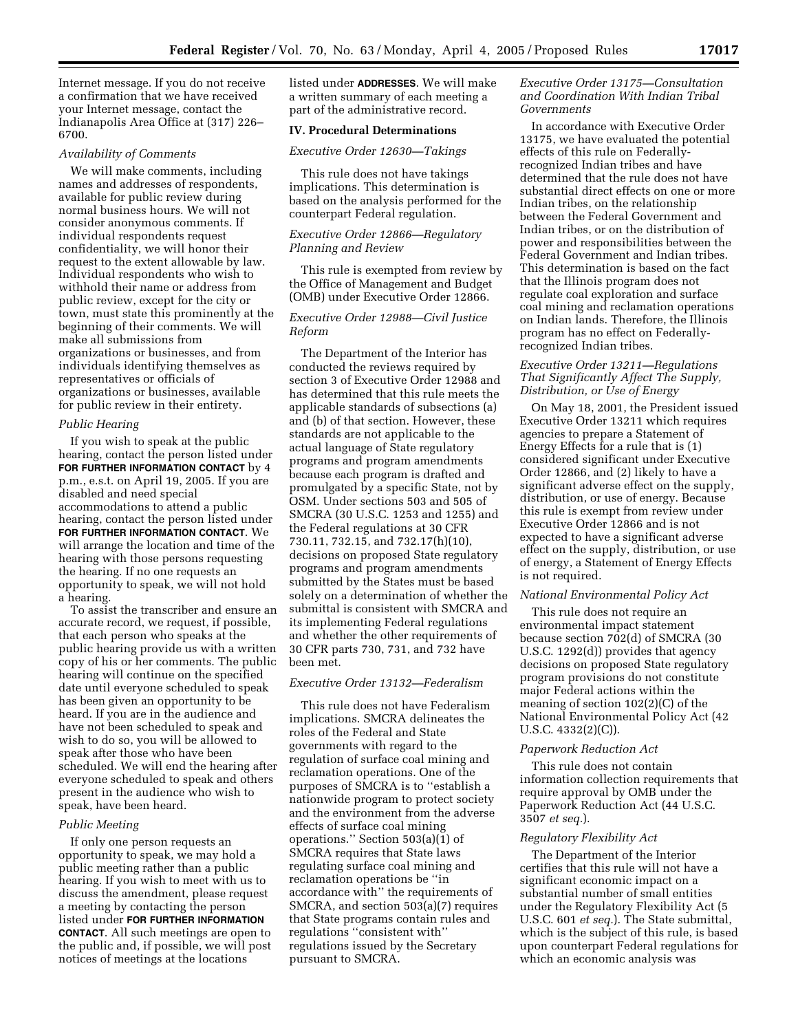Internet message. If you do not receive a confirmation that we have received your Internet message, contact the Indianapolis Area Office at (317) 226–6700.

*Availability of Comments*

We will make comments, including names and addresses of respondents, available for public review during normal business hours. We will not consider anonymous comments. If individual respondents request confidentiality, we will honor their request to the extent allowable by law. Individual respondents who wish to withhold their name or address from public review, except for the city or town, must state this prominently at the beginning of their comments. We will make all submissions from organizations or businesses, and from individuals identifying themselves as representatives or officials of organizations or businesses, available for public review in their entirety.

*Public Hearing*

If you wish to speak at the public hearing, contact the person listed under **FOR FURTHER INFORMATION CONTACT** by 4 p.m., e.s.t. on April 19, 2005. If you are disabled and need special accommodations to attend a public hearing, contact the person listed under **FOR FURTHER INFORMATION CONTACT**. We will arrange the location and time of the hearing with those persons requesting the hearing. If no one requests an opportunity to speak, we will not hold a hearing.

To assist the transcriber and ensure an accurate record, we request, if possible, that each person who speaks at the public hearing provide us with a written copy of his or her comments. The public hearing will continue on the specified date until everyone scheduled to speak has been given an opportunity to be heard. If you are in the audience and have not been scheduled to speak and wish to do so, you will be allowed to speak after those who have been scheduled. We will end the hearing after everyone scheduled to speak and others present in the audience who wish to speak, have been heard.

*Public Meeting*

If only one person requests an opportunity to speak, we may hold a public meeting rather than a public hearing. If you wish to meet with us to discuss the amendment, please request a meeting by contacting the person listed under **FOR FURTHER INFORMATION CONTACT**. All such meetings are open to the public and, if possible, we will post notices of meetings at the locations listed under **ADDRESSES**. We will make a written summary of each meeting a part of the administrative record.

## IV. Procedural Determinations

*Executive Order 12630—Takings*

This rule does not have takings implications. This determination is based on the analysis performed for the counterpart Federal regulation.

*Executive Order 12866—Regulatory Planning and Review*

This rule is exempted from review by the Office of Management and Budget (OMB) under Executive Order 12866.

*Executive Order 12988—Civil Justice Reform*

The Department of the Interior has conducted the reviews required by section 3 of Executive Order 12988 and has determined that this rule meets the applicable standards of subsections (a) and (b) of that section. However, these standards are not applicable to the actual language of State regulatory programs and program amendments because each program is drafted and promulgated by a specific State, not by OSM. Under sections 503 and 505 of SMCRA (30 U.S.C. 1253 and 1255) and the Federal regulations at 30 CFR 730.11, 732.15, and 732.17(h)(10), decisions on proposed State regulatory programs and program amendments submitted by the States must be based solely on a determination of whether the submittal is consistent with SMCRA and its implementing Federal regulations and whether the other requirements of 30 CFR parts 730, 731, and 732 have been met.

*Executive Order 13132—Federalism*

This rule does not have Federalism implications. SMCRA delineates the roles of the Federal and State governments with regard to the regulation of surface coal mining and reclamation operations. One of the purposes of SMCRA is to ''establish a nationwide program to protect society and the environment from the adverse effects of surface coal mining operations.'' Section 503(a)(1) of SMCRA requires that State laws regulating surface coal mining and reclamation operations be ''in accordance with'' the requirements of SMCRA, and section 503(a)(7) requires that State programs contain rules and regulations ''consistent with'' regulations issued by the Secretary pursuant to SMCRA.

*Executive Order 13175—Consultation and Coordination With Indian Tribal Governments*

In accordance with Executive Order 13175, we have evaluated the potential effects of this rule on Federally-recognized Indian tribes and have determined that the rule does not have substantial direct effects on one or more Indian tribes, on the relationship between the Federal Government and Indian tribes, or on the distribution of power and responsibilities between the Federal Government and Indian tribes. This determination is based on the fact that the Illinois program does not regulate coal exploration and surface coal mining and reclamation operations on Indian lands. Therefore, the Illinois program has no effect on Federally-recognized Indian tribes.

*Executive Order 13211—Regulations That Significantly Affect The Supply, Distribution, or Use of Energy*

On May 18, 2001, the President issued Executive Order 13211 which requires agencies to prepare a Statement of Energy Effects for a rule that is (1) considered significant under Executive Order 12866, and (2) likely to have a significant adverse effect on the supply, distribution, or use of energy. Because this rule is exempt from review under Executive Order 12866 and is not expected to have a significant adverse effect on the supply, distribution, or use of energy, a Statement of Energy Effects is not required.

*National Environmental Policy Act*

This rule does not require an environmental impact statement because section 702(d) of SMCRA (30 U.S.C. 1292(d)) provides that agency decisions on proposed State regulatory program provisions do not constitute major Federal actions within the meaning of section 102(2)(C) of the National Environmental Policy Act (42 U.S.C. 4332(2)(C)).

*Paperwork Reduction Act*

This rule does not contain information collection requirements that require approval by OMB under the Paperwork Reduction Act (44 U.S.C. 3507 *et seq.*).

*Regulatory Flexibility Act*

The Department of the Interior certifies that this rule will not have a significant economic impact on a substantial number of small entities under the Regulatory Flexibility Act (5 U.S.C. 601 *et seq.*). The State submittal, which is the subject of this rule, is based upon counterpart Federal regulations for which an economic analysis was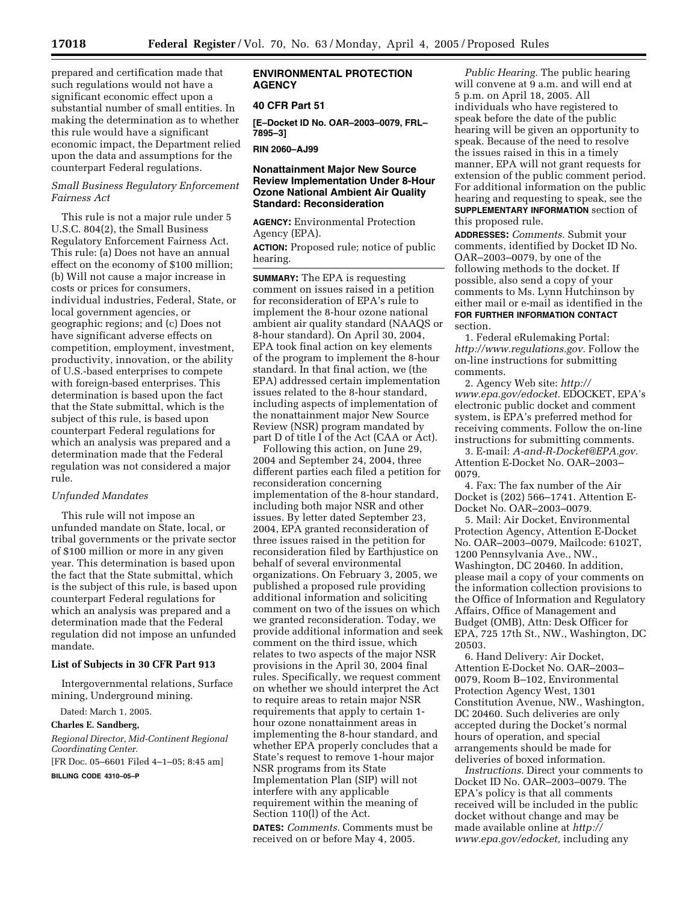prepared and certification made that such regulations would not have a significant economic effect upon a substantial number of small entities. In making the determination as to whether this rule would have a significant economic impact, the Department relied upon the data and assumptions for the counterpart Federal regulations.

*Small Business Regulatory Enforcement Fairness Act*

This rule is not a major rule under 5 U.S.C. 804(2), the Small Business Regulatory Enforcement Fairness Act. This rule: (a) Does not have an annual effect on the economy of $100 million; (b) Will not cause a major increase in costs or prices for consumers, individual industries, Federal, State, or local government agencies, or geographic regions; and (c) Does not have significant adverse effects on competition, employment, investment, productivity, innovation, or the ability of U.S.-based enterprises to compete with foreign-based enterprises. This determination is based upon the fact that the State submittal, which is the subject of this rule, is based upon counterpart Federal regulations for which an analysis was prepared and a determination made that the Federal regulation was not considered a major rule.

*Unfunded Mandates*

This rule will not impose an unfunded mandate on State, local, or tribal governments or the private sector of $100 million or more in any given year. This determination is based upon the fact that the State submittal, which is the subject of this rule, is based upon counterpart Federal regulations for which an analysis was prepared and a determination made that the Federal regulation did not impose an unfunded mandate.

**List of Subjects in 30 CFR Part 913**

Intergovernmental relations, Surface mining, Underground mining.

Dated: March 1, 2005.

**Charles E. Sandberg,**

*Regional Director, Mid-Continent Regional Coordinating Center.*

[FR Doc. 05–6601 Filed 4–1–05; 8:45 am]

**BILLING CODE 4310–05–P**

## ENVIRONMENTAL PROTECTION AGENCY

**40 CFR Part 51**

**[E–Docket ID No. OAR–2003–0079, FRL–7895–3]**

**RIN 2060–AJ99**

## Nonattainment Major New Source Review Implementation Under 8-Hour Ozone National Ambient Air Quality Standard: Reconsideration

**AGENCY:** Environmental Protection Agency (EPA).

**ACTION:** Proposed rule; notice of public hearing.

**SUMMARY:** The EPA is requesting comment on issues raised in a petition for reconsideration of EPA's rule to implement the 8-hour ozone national ambient air quality standard (NAAQS or 8-hour standard). On April 30, 2004, EPA took final action on key elements of the program to implement the 8-hour standard. In that final action, we (the EPA) addressed certain implementation issues related to the 8-hour standard, including aspects of implementation of the nonattainment major New Source Review (NSR) program mandated by part D of title I of the Act (CAA or Act).

Following this action, on June 29, 2004 and September 24, 2004, three different parties each filed a petition for reconsideration concerning implementation of the 8-hour standard, including both major NSR and other issues. By letter dated September 23, 2004, EPA granted reconsideration of three issues raised in the petition for reconsideration filed by Earthjustice on behalf of several environmental organizations. On February 3, 2005, we published a proposed rule providing additional information and soliciting comment on two of the issues on which we granted reconsideration. Today, we provide additional information and seek comment on the third issue, which relates to two aspects of the major NSR provisions in the April 30, 2004 final rules. Specifically, we request comment on whether we should interpret the Act to require areas to retain major NSR requirements that apply to certain 1-hour ozone nonattainment areas in implementing the 8-hour standard, and whether EPA properly concludes that a State's request to remove 1-hour major NSR programs from its State Implementation Plan (SIP) will not interfere with any applicable requirement within the meaning of Section 110(l) of the Act.

**DATES:** *Comments.* Comments must be received on or before May 4, 2005.

*Public Hearing.* The public hearing will convene at 9 a.m. and will end at 5 p.m. on April 18, 2005. All individuals who have registered to speak before the date of the public hearing will be given an opportunity to speak. Because of the need to resolve the issues raised in this in a timely manner, EPA will not grant requests for extension of the public comment period. For additional information on the public hearing and requesting to speak, see the **SUPPLEMENTARY INFORMATION** section of this proposed rule.

**ADDRESSES:** *Comments.* Submit your comments, identified by Docket ID No. OAR–2003–0079, by one of the following methods to the docket. If possible, also send a copy of your comments to Ms. Lynn Hutchinson by either mail or e-mail as identified in the **FOR FURTHER INFORMATION CONTACT** section.

1. Federal eRulemaking Portal: *http://www.regulations.gov.* Follow the on-line instructions for submitting comments.

2. Agency Web site: *http://www.epa.gov/edocket.* EDOCKET, EPA's electronic public docket and comment system, is EPA's preferred method for receiving comments. Follow the on-line instructions for submitting comments.

3. E-mail: *A-and-R-Docket@EPA.gov.* Attention E-Docket No. OAR–2003–0079.

4. Fax: The fax number of the Air Docket is (202) 566–1741. Attention E-Docket No. OAR–2003–0079.

5. Mail: Air Docket, Environmental Protection Agency, Attention E-Docket No. OAR–2003–0079, Mailcode: 6102T, 1200 Pennsylvania Ave., NW., Washington, DC 20460. In addition, please mail a copy of your comments on the information collection provisions to the Office of Information and Regulatory Affairs, Office of Management and Budget (OMB), Attn: Desk Officer for EPA, 725 17th St., NW., Washington, DC 20503.

6. Hand Delivery: Air Docket, Attention E-Docket No. OAR–2003–0079, Room B–102, Environmental Protection Agency West, 1301 Constitution Avenue, NW., Washington, DC 20460. Such deliveries are only accepted during the Docket's normal hours of operation, and special arrangements should be made for deliveries of boxed information.

*Instructions.* Direct your comments to Docket ID No. OAR–2003–0079. The EPA's policy is that all comments received will be included in the public docket without change and may be made available online at *http://www.epa.gov/edocket,* including any